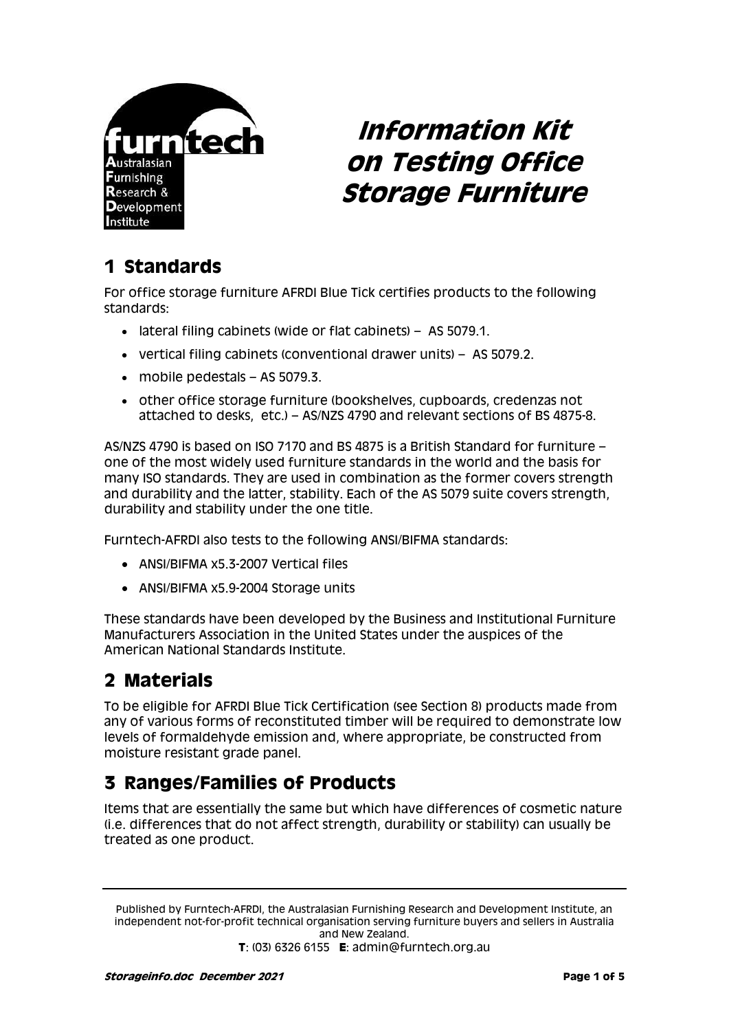furntech

Australasian
Furnishing
Research &
Development
Institute

# Information Kit on Testing Office Storage Furniture

## 1 Standards

For office storage furniture AFRDI Blue Tick certifies products to the following standards:

- lateral filing cabinets (wide or flat cabinets) – AS 5079.1.
- vertical filing cabinets (conventional drawer units) – AS 5079.2.
- mobile pedestals – AS 5079.3.
- other office storage furniture (bookshelves, cupboards, credenzas not attached to desks, etc.) – AS/NZS 4790 and relevant sections of BS 4875-8.

AS/NZS 4790 is based on ISO 7170 and BS 4875 is a British Standard for furniture – one of the most widely used furniture standards in the world and the basis for many ISO standards. They are used in combination as the former covers strength and durability and the latter, stability. Each of the AS 5079 suite covers strength, durability and stability under the one title.

Furntech-AFRDI also tests to the following ANSI/BIFMA standards:

- ANSI/BIFMA x5.3-2007 Vertical files
- ANSI/BIFMA x5.9-2004 Storage units

These standards have been developed by the Business and Institutional Furniture Manufacturers Association in the United States under the auspices of the American National Standards Institute.

## 2 Materials

To be eligible for AFRDI Blue Tick Certification (see Section 8) products made from any of various forms of reconstituted timber will be required to demonstrate low levels of formaldehyde emission and, where appropriate, be constructed from moisture resistant grade panel.

## 3 Ranges/Families of Products

Items that are essentially the same but which have differences of cosmetic nature (i.e. differences that do not affect strength, durability or stability) can usually be treated as one product.

Published by Furntech-AFRDI, the Australasian Furnishing Research and Development Institute, an independent not-for-profit technical organisation serving furniture buyers and sellers in Australia and New Zealand.
**T**: (03) 6326 6155 **E**: admin@furntech.org.au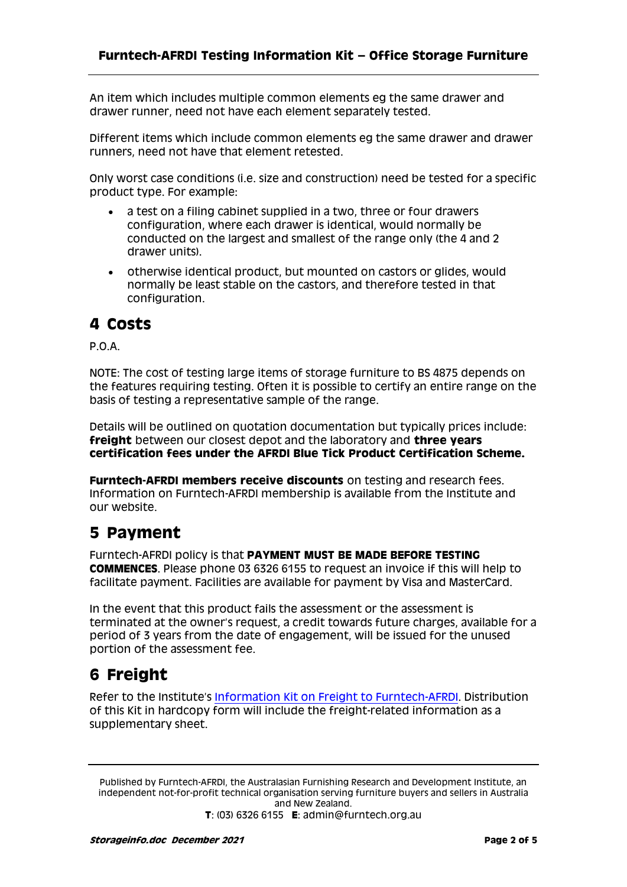An item which includes multiple common elements eg the same drawer and drawer runner, need not have each element separately tested.

Different items which include common elements eg the same drawer and drawer runners, need not have that element retested.

Only worst case conditions (i.e. size and construction) need be tested for a specific product type. For example:

- a test on a filing cabinet supplied in a two, three or four drawers configuration, where each drawer is identical, would normally be conducted on the largest and smallest of the range only (the 4 and 2 drawer units).
- otherwise identical product, but mounted on castors or glides, would normally be least stable on the castors, and therefore tested in that configuration.

# 4 Costs

P.O.A.

NOTE: The cost of testing large items of storage furniture to BS 4875 depends on the features requiring testing. Often it is possible to certify an entire range on the basis of testing a representative sample of the range.

Details will be outlined on quotation documentation but typically prices include: **freight** between our closest depot and the laboratory and **three years certification fees under the AFRDI Blue Tick Product Certification Scheme.**

**Furntech-AFRDI members receive discounts** on testing and research fees. Information on Furntech-AFRDI membership is available from the Institute and our website.

# 5 Payment

Furntech-AFRDI policy is that **PAYMENT MUST BE MADE BEFORE TESTING COMMENCES**. Please phone 03 6326 6155 to request an invoice if this will help to facilitate payment. Facilities are available for payment by Visa and MasterCard.

In the event that this product fails the assessment or the assessment is terminated at the owner's request, a credit towards future charges, available for a period of 3 years from the date of engagement, will be issued for the unused portion of the assessment fee.

# 6 Freight

Refer to the Institute's Information Kit on Freight to Furntech-AFRDI. Distribution of this Kit in hardcopy form will include the freight-related information as a supplementary sheet.

Published by Furntech-AFRDI, the Australasian Furnishing Research and Development Institute, an independent not-for-profit technical organisation serving furniture buyers and sellers in Australia and New Zealand.
**T**: (03) 6326 6155 **E**: admin@furntech.org.au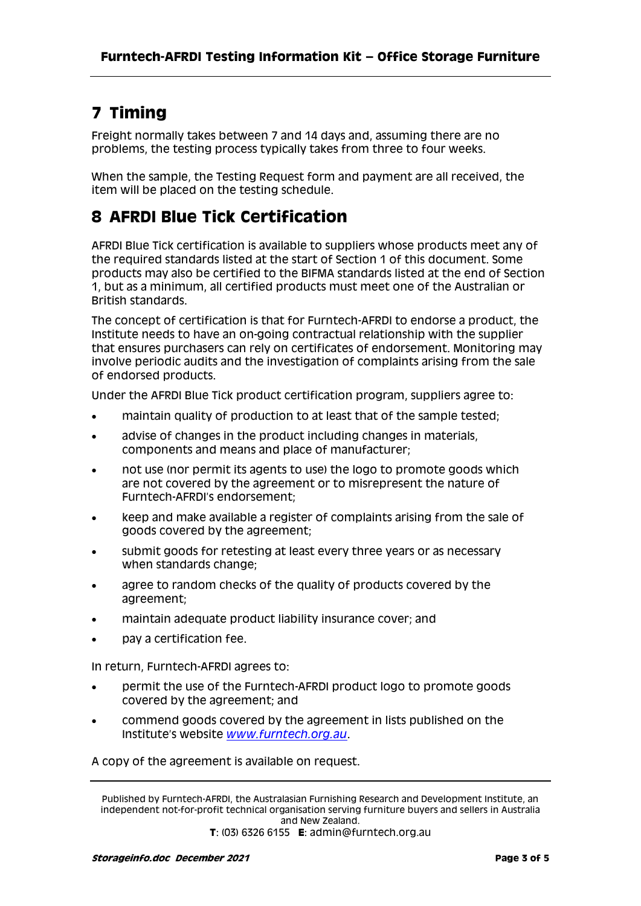## 7 Timing

Freight normally takes between 7 and 14 days and, assuming there are no problems, the testing process typically takes from three to four weeks.

When the sample, the Testing Request form and payment are all received, the item will be placed on the testing schedule.

## 8 AFRDI Blue Tick Certification

AFRDI Blue Tick certification is available to suppliers whose products meet any of the required standards listed at the start of Section 1 of this document. Some products may also be certified to the BIFMA standards listed at the end of Section 1, but as a minimum, all certified products must meet one of the Australian or British standards.

The concept of certification is that for Furntech-AFRDI to endorse a product, the Institute needs to have an on-going contractual relationship with the supplier that ensures purchasers can rely on certificates of endorsement. Monitoring may involve periodic audits and the investigation of complaints arising from the sale of endorsed products.

Under the AFRDI Blue Tick product certification program, suppliers agree to:

- maintain quality of production to at least that of the sample tested;
- advise of changes in the product including changes in materials, components and means and place of manufacturer;
- not use (nor permit its agents to use) the logo to promote goods which are not covered by the agreement or to misrepresent the nature of Furntech-AFRDI's endorsement;
- keep and make available a register of complaints arising from the sale of goods covered by the agreement;
- submit goods for retesting at least every three years or as necessary when standards change;
- agree to random checks of the quality of products covered by the agreement;
- maintain adequate product liability insurance cover; and
- pay a certification fee.

In return, Furntech-AFRDI agrees to:

- permit the use of the Furntech-AFRDI product logo to promote goods covered by the agreement; and
- commend goods covered by the agreement in lists published on the Institute's website *www.furntech.org.au*.

A copy of the agreement is available on request.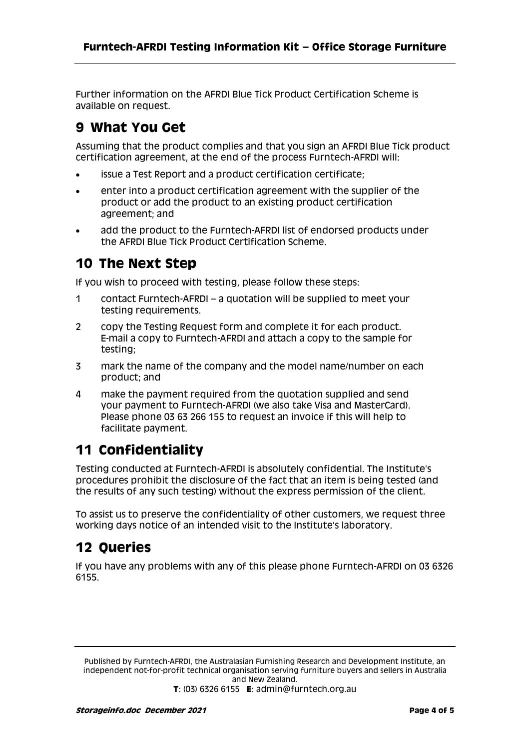Further information on the AFRDI Blue Tick Product Certification Scheme is available on request.

## 9 What You Get

Assuming that the product complies and that you sign an AFRDI Blue Tick product certification agreement, at the end of the process Furntech-AFRDI will:

- issue a Test Report and a product certification certificate;
- enter into a product certification agreement with the supplier of the product or add the product to an existing product certification agreement; and
- add the product to the Furntech-AFRDI list of endorsed products under the AFRDI Blue Tick Product Certification Scheme.

## 10 The Next Step

If you wish to proceed with testing, please follow these steps:

1. contact Furntech-AFRDI – a quotation will be supplied to meet your testing requirements.
2. copy the Testing Request form and complete it for each product. E-mail a copy to Furntech-AFRDI and attach a copy to the sample for testing;
3. mark the name of the company and the model name/number on each product; and
4. make the payment required from the quotation supplied and send your payment to Furntech-AFRDI (we also take Visa and MasterCard). Please phone 03 63 266 155 to request an invoice if this will help to facilitate payment.

## 11 Confidentiality

Testing conducted at Furntech-AFRDI is absolutely confidential. The Institute's procedures prohibit the disclosure of the fact that an item is being tested (and the results of any such testing) without the express permission of the client.

To assist us to preserve the confidentiality of other customers, we request three working days notice of an intended visit to the Institute's laboratory.

## 12 Queries

If you have any problems with any of this please phone Furntech-AFRDI on 03 6326 6155.

Published by Furntech-AFRDI, the Australasian Furnishing Research and Development Institute, an independent not-for-profit technical organisation serving furniture buyers and sellers in Australia and New Zealand.
**T**: (03) 6326 6155 **E**: admin@furntech.org.au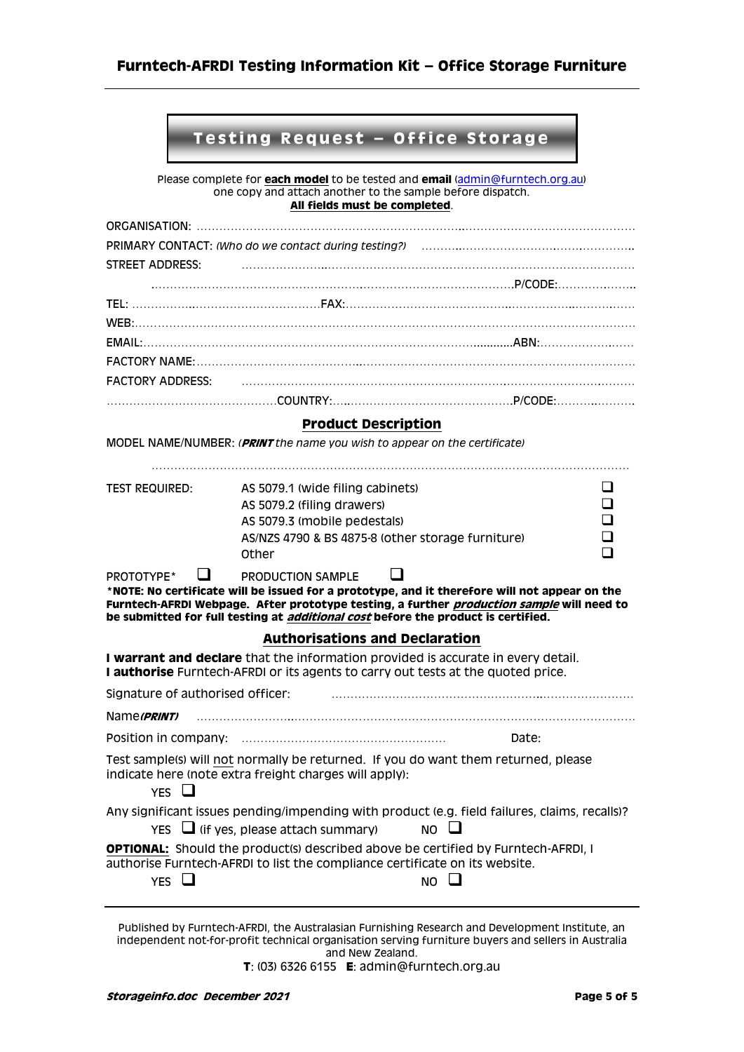# Testing Request – Office Storage

Please complete for **each model** to be tested and **email** (admin@furntech.org.au) one copy and attach another to the sample before dispatch.
**All fields must be completed**.

ORGANISATION: ……………………………………………………………………………………………………………

PRIMARY CONTACT: *(Who do we contact during testing?)* ………………………………………………………

STREET ADDRESS: ……………………………………………………………………………………………………

……………………………………………………………………………………P/CODE:……………………

TEL: ……………………………………………FAX:……………………………………………………………………

WEB:…………………………………………………………………………………………………………………………

EMAIL:……………………………………………………………………………………ABN:……………………………

FACTORY NAME:……………………………………………………………………………………………………………

FACTORY ADDRESS: …………………………………………………………………………………………………

……………………………………………COUNTRY:……………………………………………P/CODE:……………………

## Product Description

MODEL NAME/NUMBER: *(**PRINT** the name you wish to appear on the certificate)*

……………………………………………………………………………………………………………………………………

TEST REQUIRED:

- AS 5079.1 (wide filing cabinets) ❑
- AS 5079.2 (filing drawers) ❑
- AS 5079.3 (mobile pedestals) ❑
- AS/NZS 4790 & BS 4875-8 (other storage furniture) ❑
- Other ❑

PROTOTYPE* ❑ PRODUCTION SAMPLE ❑

***NOTE: No certificate will be issued for a prototype, and it therefore will not appear on the Furntech-AFRDI Webpage. After prototype testing, a further *production sample* will need to be submitted for full testing at *additional cost* before the product is certified.**

## Authorisations and Declaration

**I warrant and declare** that the information provided is accurate in every detail.
**I authorise** Furntech-AFRDI or its agents to carry out tests at the quoted price.

Signature of authorised officer: ……………………………………………………………………

Name***(PRINT)*** ……………………………………………………………………………………………………

Position in company: ………………………………………………… Date:

Test sample(s) will not normally be returned. If you do want them returned, please indicate here (note extra freight charges will apply):

YES ❑

Any significant issues pending/impending with product (e.g. field failures, claims, recalls)?

YES ❑ (if yes, please attach summary) NO ❑

**OPTIONAL:** Should the product(s) described above be certified by Furntech-AFRDI, I authorise Furntech-AFRDI to list the compliance certificate on its website.

YES ❑ NO ❑

Published by Furntech-AFRDI, the Australasian Furnishing Research and Development Institute, an independent not-for-profit technical organisation serving furniture buyers and sellers in Australia and New Zealand.
**T**: (03) 6326 6155 **E**: admin@furntech.org.au